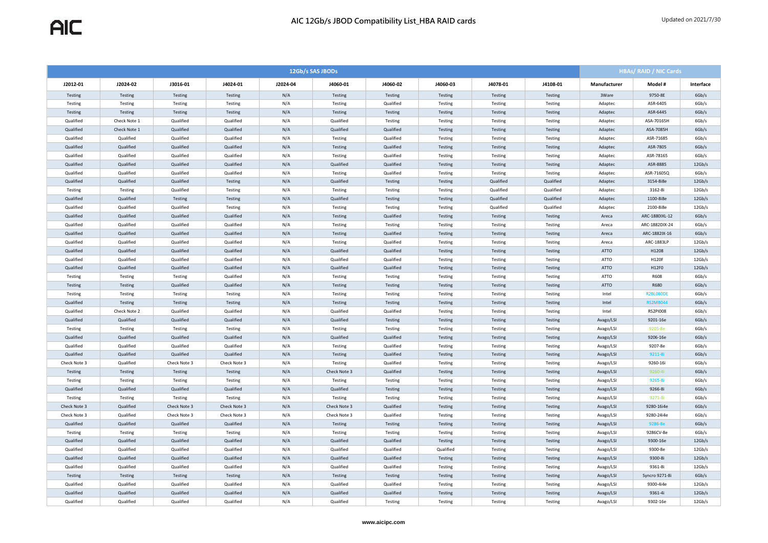# AIC 12Gb/s JBOD Compatibility List_HBA RAID cards

Updated on 2021/7/30

| 12Gb/s SAS JBODs | | | | | | | | | | HBAs/ RAID / NIC Cards | | |
|---|---|---|---|---|---|---|---|---|---|---|---|---|
| J2012-01 | J2024-02 | J3016-01 | J4024-01 | J2024-04 | J4060-01 | J4060-02 | J4060-03 | J4078-01 | J4108-01 | Manufacturer | Model # | Interface |
| Testing | Testing | Testing | Testing | N/A | Testing | Testing | Testing | Testing | Testing | 3Ware | 9750-8E | 6Gb/s |
| Testing | Testing | Testing | Testing | N/A | Testing | Qualified | Testing | Testing | Testing | Adaptec | ASR-6405 | 6Gb/s |
| Testing | Testing | Testing | Testing | N/A | Testing | Testing | Testing | Testing | Testing | Adaptec | ASR-6445 | 6Gb/s |
| Qualified | Check Note 1 | Qualified | Qualified | N/A | Qualified | Testing | Testing | Testing | Testing | Adaptec | ASA-70165H | 6Gb/s |
| Qualified | Check Note 1 | Qualified | Qualified | N/A | Qualified | Qualified | Testing | Testing | Testing | Adaptec | ASA-7085H | 6Gb/s |
| Qualified | Qualified | Qualified | Qualified | N/A | Testing | Qualified | Testing | Testing | Testing | Adaptec | ASR-71685 | 6Gb/s |
| Qualified | Qualified | Qualified | Qualified | N/A | Testing | Qualified | Testing | Testing | Testing | Adaptec | ASR-7805 | 6Gb/s |
| Qualified | Qualified | Qualified | Qualified | N/A | Testing | Qualified | Testing | Testing | Testing | Adaptec | ASR-78165 | 6Gb/s |
| Qualified | Qualified | Qualified | Qualified | N/A | Qualified | Qualified | Testing | Testing | Testing | Adaptec | ASR-8885 | 12Gb/s |
| Qualified | Qualified | Qualified | Qualified | N/A | Testing | Qualified | Testing | Testing | Testing | Adaptec | ASR-71605Q | 6Gb/s |
| Qualified | Qualified | Qualified | Testing | N/A | Qualified | Testing | Testing | Qualified | Qualified | Adaptec | 3154-8i8e | 12Gb/s |
| Testing | Testing | Qualified | Testing | N/A | Testing | Testing | Testing | Qualified | Qualified | Adaptec | 3162-8i | 12Gb/s |
| Qualified | Qualified | Testing | Testing | N/A | Qualified | Testing | Testing | Qualified | Qualified | Adaptec | 1100-8i8e | 12Gb/s |
| Qualified | Qualified | Qualified | Testing | N/A | Testing | Testing | Testing | Qualified | Qualified | Adaptec | 2100-8i8e | 12Gb/s |
| Qualified | Qualified | Qualified | Qualified | N/A | Testing | Qualified | Testing | Testing | Testing | Areca | ARC-1880IXL-12 | 6Gb/s |
| Qualified | Qualified | Qualified | Qualified | N/A | Testing | Testing | Testing | Testing | Testing | Areca | ARC-1882DIX-24 | 6Gb/s |
| Qualified | Qualified | Qualified | Qualified | N/A | Testing | Qualified | Testing | Testing | Testing | Areca | ARC-1882IX-16 | 6Gb/s |
| Qualified | Qualified | Qualified | Qualified | N/A | Testing | Qualified | Testing | Testing | Testing | Areca | ARC-1883LP | 12Gb/s |
| Qualified | Qualified | Qualified | Qualified | N/A | Qualified | Qualified | Testing | Testing | Testing | ATTO | H1208 | 12Gb/s |
| Qualified | Qualified | Qualified | Qualified | N/A | Qualified | Qualified | Testing | Testing | Testing | ATTO | H120F | 12Gb/s |
| Qualified | Qualified | Qualified | Qualified | N/A | Qualified | Qualified | Testing | Testing | Testing | ATTO | H12F0 | 12Gb/s |
| Testing | Testing | Testing | Qualified | N/A | Testing | Testing | Testing | Testing | Testing | ATTO | R608 | 6Gb/s |
| Testing | Testing | Qualified | Qualified | N/A | Testing | Testing | Testing | Testing | Testing | ATTO | R680 | 6Gb/s |
| Testing | Testing | Testing | Testing | N/A | Testing | Testing | Testing | Testing | Testing | Intel | R2BL080DE | 6Gb/s |
| Qualified | Testing | Testing | Testing | N/A | Testing | Testing | Testing | Testing | Testing | Intel | RS2MB044 | 6Gb/s |
| Qualified | Check Note 2 | Qualified | Qualified | N/A | Qualified | Qualified | Testing | Testing | Testing | Intel | RS2PI008 | 6Gb/s |
| Qualified | Qualified | Qualified | Qualified | N/A | Qualified | Testing | Testing | Testing | Testing | Avago/LSI | 9201-16e | 6Gb/s |
| Testing | Testing | Testing | Testing | N/A | Testing | Testing | Testing | Testing | Testing | Avago/LSI | 9205-8e | 6Gb/s |
| Qualified | Qualified | Qualified | Qualified | N/A | Qualified | Qualified | Testing | Testing | Testing | Avago/LSI | 9206-16e | 6Gb/s |
| Qualified | Qualified | Qualified | Qualified | N/A | Testing | Qualified | Testing | Testing | Testing | Avago/LSI | 9207-8e | 6Gb/s |
| Qualified | Qualified | Qualified | Qualified | N/A | Testing | Qualified | Testing | Testing | Testing | Avago/LSI | 9211-8i | 6Gb/s |
| Check Note 3 | Qualified | Check Note 3 | Check Note 3 | N/A | Testing | Qualified | Testing | Testing | Testing | Avago/LSI | 9260-16i | 6Gb/s |
| Testing | Testing | Testing | Testing | N/A | Check Note 3 | Qualified | Testing | Testing | Testing | Avago/LSI | 9260-4i | 6Gb/s |
| Testing | Testing | Testing | Testing | N/A | Testing | Testing | Testing | Testing | Testing | Avago/LSI | 9265-8i | 6Gb/s |
| Qualified | Qualified | Qualified | Qualified | N/A | Qualified | Testing | Testing | Testing | Testing | Avago/LSI | 9266-8i | 6Gb/s |
| Testing | Testing | Testing | Testing | N/A | Testing | Testing | Testing | Testing | Testing | Avago/LSI | 9271-8i | 6Gb/s |
| Check Note 3 | Qualified | Check Note 3 | Check Note 3 | N/A | Check Note 3 | Qualified | Testing | Testing | Testing | Avago/LSI | 9280-16i4e | 6Gb/s |
| Check Note 3 | Qualified | Check Note 3 | Check Note 3 | N/A | Check Note 3 | Qualified | Testing | Testing | Testing | Avago/LSI | 9280-24i4e | 6Gb/s |
| Qualified | Qualified | Qualified | Qualified | N/A | Testing | Testing | Testing | Testing | Testing | Avago/LSI | 9286-8e | 6Gb/s |
| Testing | Testing | Testing | Testing | N/A | Testing | Testing | Testing | Testing | Testing | Avago/LSI | 9286CV-8e | 6Gb/s |
| Qualified | Qualified | Qualified | Qualified | N/A | Qualified | Qualified | Testing | Testing | Testing | Avago/LSI | 9300-16e | 12Gb/s |
| Qualified | Qualified | Qualified | Qualified | N/A | Qualified | Qualified | Qualified | Testing | Testing | Avago/LSI | 9300-8e | 12Gb/s |
| Qualified | Qualified | Qualified | Qualified | N/A | Qualified | Qualified | Testing | Testing | Testing | Avago/LSI | 9300-8i | 12Gb/s |
| Qualified | Qualified | Qualified | Qualified | N/A | Qualified | Qualified | Testing | Testing | Testing | Avago/LSI | 9361-8i | 12Gb/s |
| Testing | Testing | Testing | Testing | N/A | Testing | Testing | Testing | Testing | Testing | Avago/LSI | Syncro 9271-8i | 6Gb/s |
| Qualified | Qualified | Qualified | Qualified | N/A | Qualified | Qualified | Testing | Testing | Testing | Avago/LSI | 9300-4i4e | 12Gb/s |
| Qualified | Qualified | Qualified | Qualified | N/A | Qualified | Qualified | Testing | Testing | Testing | Avago/LSI | 9361-4i | 12Gb/s |
| Qualified | Qualified | Qualified | Qualified | N/A | Qualified | Testing | Testing | Testing | Testing | Avago/LSI | 9302-16e | 12Gb/s |

www.aicipc.com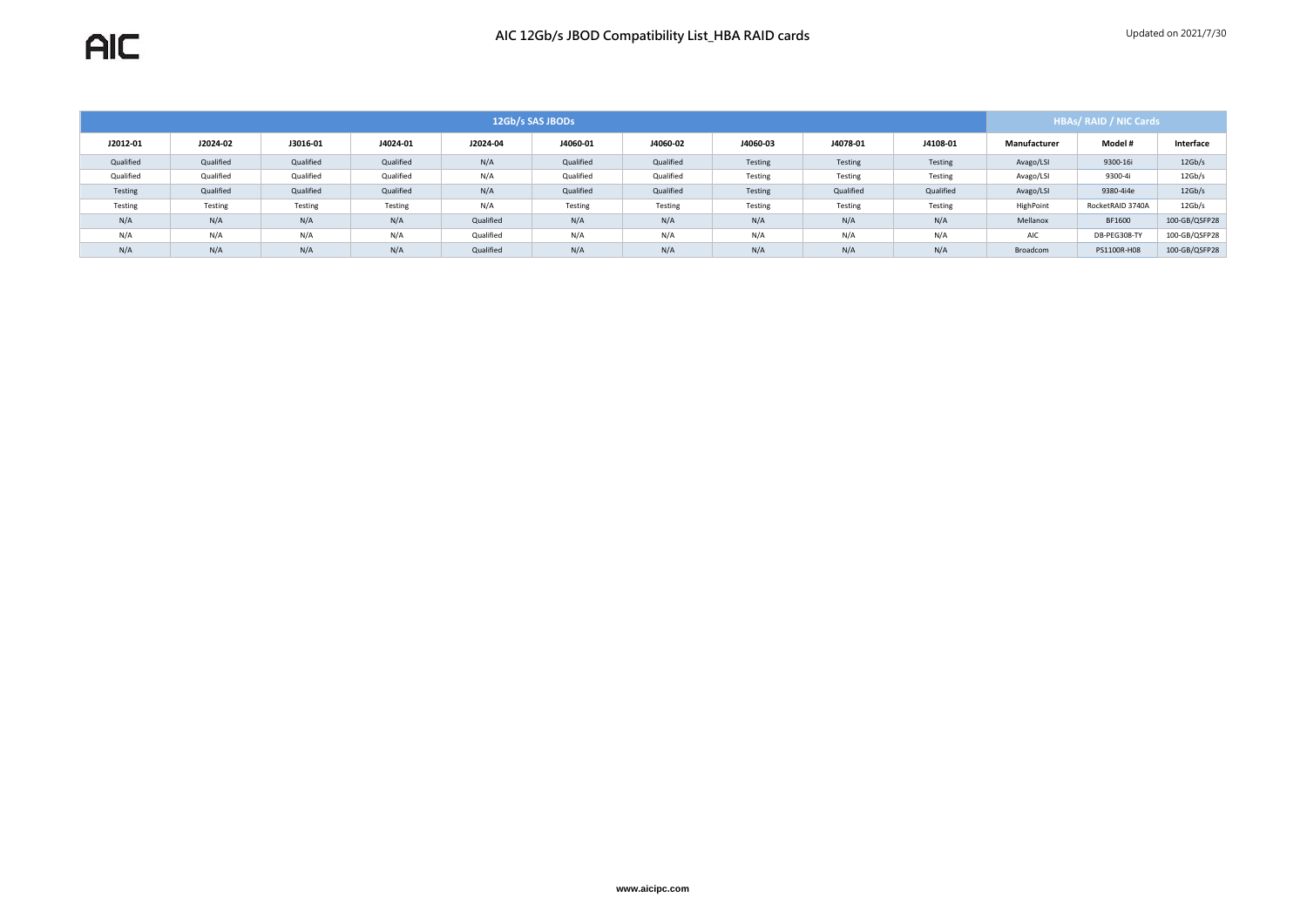# AIC 12Gb/s JBOD Compatibility List_HBA RAID cards

Updated on 2021/7/30

| 12Gb/s SAS JBODs | | | | | | | | | | HBAs/ RAID / NIC Cards | | |
|---|---|---|---|---|---|---|---|---|---|---|---|---|
| J2012-01 | J2024-02 | J3016-01 | J4024-01 | J2024-04 | J4060-01 | J4060-02 | J4060-03 | J4078-01 | J4108-01 | Manufacturer | Model # | Interface |
| Qualified | Qualified | Qualified | Qualified | N/A | Qualified | Qualified | Testing | Testing | Testing | Avago/LSI | 9300-16i | 12Gb/s |
| Qualified | Qualified | Qualified | Qualified | N/A | Qualified | Qualified | Testing | Testing | Testing | Avago/LSI | 9300-4i | 12Gb/s |
| Testing | Qualified | Qualified | Qualified | N/A | Qualified | Qualified | Testing | Qualified | Qualified | Avago/LSI | 9380-4i4e | 12Gb/s |
| Testing | Testing | Testing | Testing | N/A | Testing | Testing | Testing | Testing | Testing | HighPoint | RocketRAID 3740A | 12Gb/s |
| N/A | N/A | N/A | N/A | Qualified | N/A | N/A | N/A | N/A | N/A | Mellanox | BF1600 | 100-GB/QSFP28 |
| N/A | N/A | N/A | N/A | Qualified | N/A | N/A | N/A | N/A | N/A | AIC | DB-PEG308-TY | 100-GB/QSFP28 |
| N/A | N/A | N/A | N/A | Qualified | N/A | N/A | N/A | N/A | N/A | Broadcom | PS1100R-H08 | 100-GB/QSFP28 |

www.aicipc.com